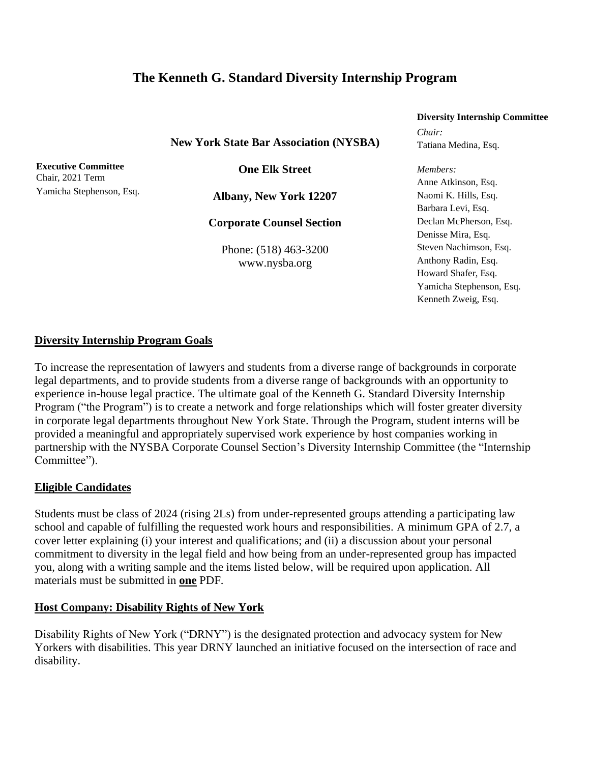# The Kenneth G. Standard Diversity Internship Program

**Executive Committee**
Chair, 2021 Term
Yamicha Stephenson, Esq.

**New York State Bar Association (NYSBA)**

**One Elk Street**

**Albany, New York 12207**

**Corporate Counsel Section**

Phone: (518) 463-3200
www.nysba.org

**Diversity Internship Committee**

*Chair:*
Tatiana Medina, Esq.

*Members:*
Anne Atkinson, Esq.
Naomi K. Hills, Esq.
Barbara Levi, Esq.
Declan McPherson, Esq.
Denisse Mira, Esq.
Steven Nachimson, Esq.
Anthony Radin, Esq.
Howard Shafer, Esq.
Yamicha Stephenson, Esq.
Kenneth Zweig, Esq.

## Diversity Internship Program Goals

To increase the representation of lawyers and students from a diverse range of backgrounds in corporate legal departments, and to provide students from a diverse range of backgrounds with an opportunity to experience in-house legal practice. The ultimate goal of the Kenneth G. Standard Diversity Internship Program ("the Program") is to create a network and forge relationships which will foster greater diversity in corporate legal departments throughout New York State. Through the Program, student interns will be provided a meaningful and appropriately supervised work experience by host companies working in partnership with the NYSBA Corporate Counsel Section's Diversity Internship Committee (the "Internship Committee").

## Eligible Candidates

Students must be class of 2024 (rising 2Ls) from under-represented groups attending a participating law school and capable of fulfilling the requested work hours and responsibilities. A minimum GPA of 2.7, a cover letter explaining (i) your interest and qualifications; and (ii) a discussion about your personal commitment to diversity in the legal field and how being from an under-represented group has impacted you, along with a writing sample and the items listed below, will be required upon application. All materials must be submitted in **one** PDF.

## Host Company: Disability Rights of New York

Disability Rights of New York ("DRNY") is the designated protection and advocacy system for New Yorkers with disabilities. This year DRNY launched an initiative focused on the intersection of race and disability.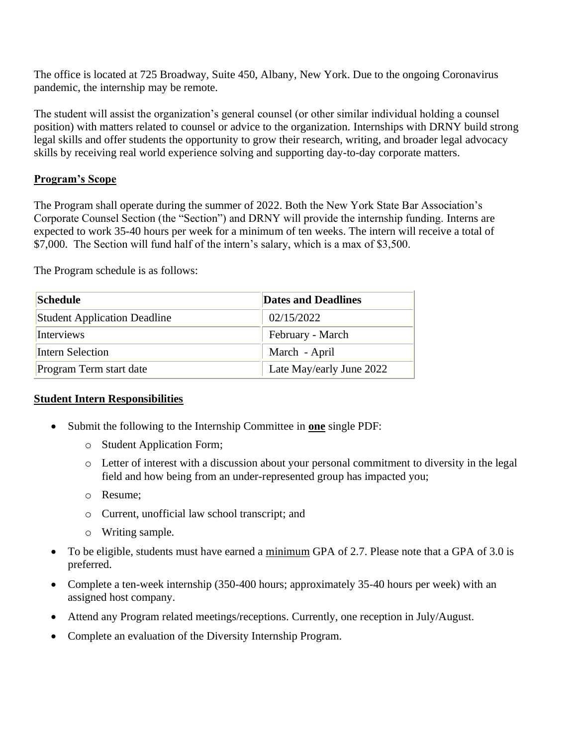The office is located at 725 Broadway, Suite 450, Albany, New York. Due to the ongoing Coronavirus pandemic, the internship may be remote.

The student will assist the organization's general counsel (or other similar individual holding a counsel position) with matters related to counsel or advice to the organization. Internships with DRNY build strong legal skills and offer students the opportunity to grow their research, writing, and broader legal advocacy skills by receiving real world experience solving and supporting day-to-day corporate matters.

## Program's Scope

The Program shall operate during the summer of 2022. Both the New York State Bar Association's Corporate Counsel Section (the "Section") and DRNY will provide the internship funding. Interns are expected to work 35-40 hours per week for a minimum of ten weeks. The intern will receive a total of $7,000. The Section will fund half of the intern's salary, which is a max of $3,500.

The Program schedule is as follows:

| Schedule | Dates and Deadlines |
| --- | --- |
| Student Application Deadline | 02/15/2022 |
| Interviews | February - March |
| Intern Selection | March - April |
| Program Term start date | Late May/early June 2022 |

## Student Intern Responsibilities

- Submit the following to the Internship Committee in **one** single PDF:
  - Student Application Form;
  - Letter of interest with a discussion about your personal commitment to diversity in the legal field and how being from an under-represented group has impacted you;
  - Resume;
  - Current, unofficial law school transcript; and
  - Writing sample.
- To be eligible, students must have earned a minimum GPA of 2.7. Please note that a GPA of 3.0 is preferred.
- Complete a ten-week internship (350-400 hours; approximately 35-40 hours per week) with an assigned host company.
- Attend any Program related meetings/receptions. Currently, one reception in July/August.
- Complete an evaluation of the Diversity Internship Program.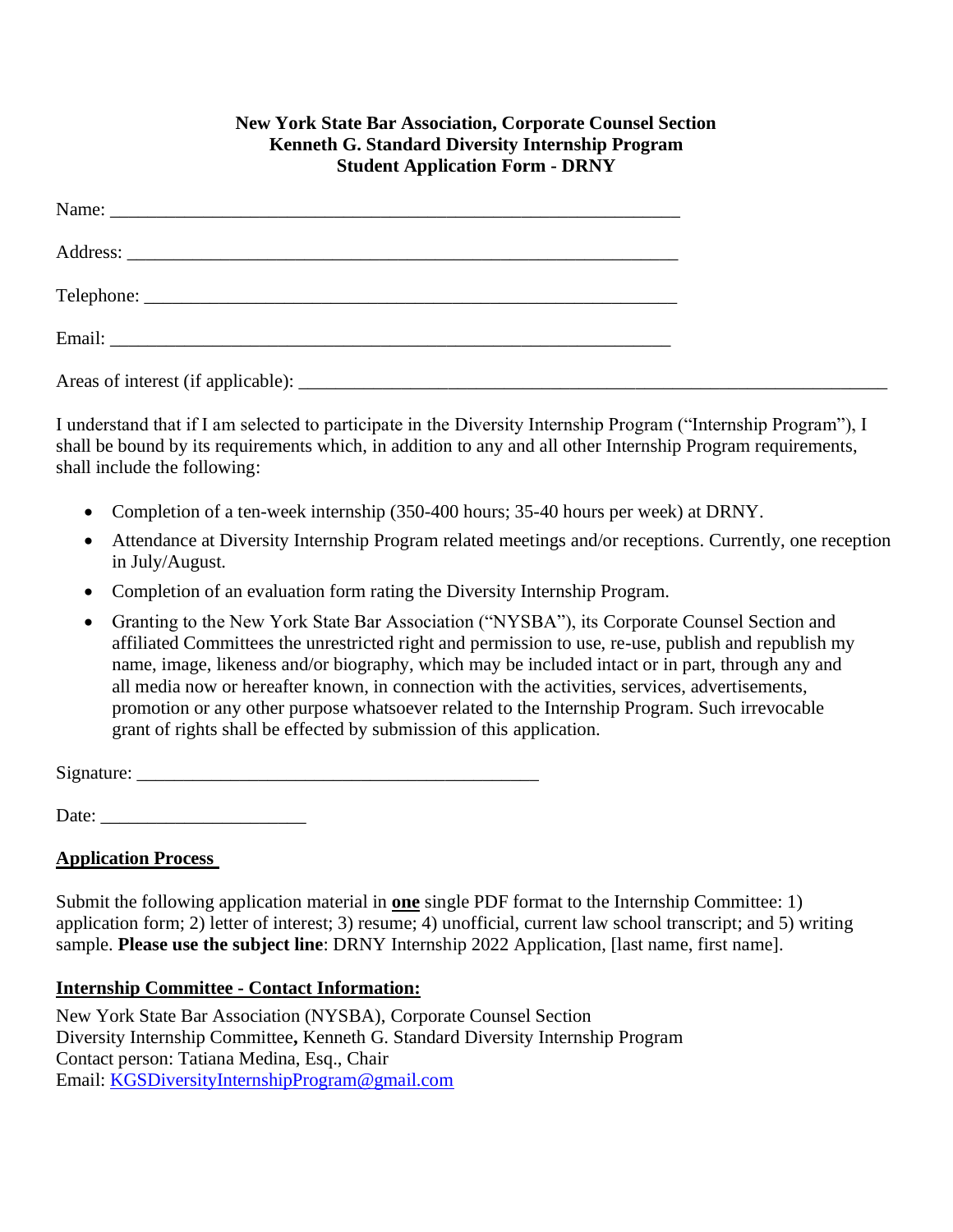**New York State Bar Association, Corporate Counsel Section**
**Kenneth G. Standard Diversity Internship Program**
**Student Application Form - DRNY**

Name: _______________________________________________________________

Address: _____________________________________________________________

Telephone: ___________________________________________________________

Email: _______________________________________________________________

Areas of interest (if applicable): _______________________________________________________________

I understand that if I am selected to participate in the Diversity Internship Program ("Internship Program"), I shall be bound by its requirements which, in addition to any and all other Internship Program requirements, shall include the following:

- Completion of a ten-week internship (350-400 hours; 35-40 hours per week) at DRNY.
- Attendance at Diversity Internship Program related meetings and/or receptions. Currently, one reception in July/August.
- Completion of an evaluation form rating the Diversity Internship Program.
- Granting to the New York State Bar Association ("NYSBA"), its Corporate Counsel Section and affiliated Committees the unrestricted right and permission to use, re-use, publish and republish my name, image, likeness and/or biography, which may be included intact or in part, through any and all media now or hereafter known, in connection with the activities, services, advertisements, promotion or any other purpose whatsoever related to the Internship Program. Such irrevocable grant of rights shall be effected by submission of this application.

Signature: ____________________________________________

Date: ______________________

**Application Process**

Submit the following application material in **one** single PDF format to the Internship Committee: 1) application form; 2) letter of interest; 3) resume; 4) unofficial, current law school transcript; and 5) writing sample. **Please use the subject line**: DRNY Internship 2022 Application, [last name, first name].

**Internship Committee - Contact Information:**

New York State Bar Association (NYSBA), Corporate Counsel Section
Diversity Internship Committee**,** Kenneth G. Standard Diversity Internship Program
Contact person: Tatiana Medina, Esq., Chair
Email: KGSDiversityInternshipProgram@gmail.com